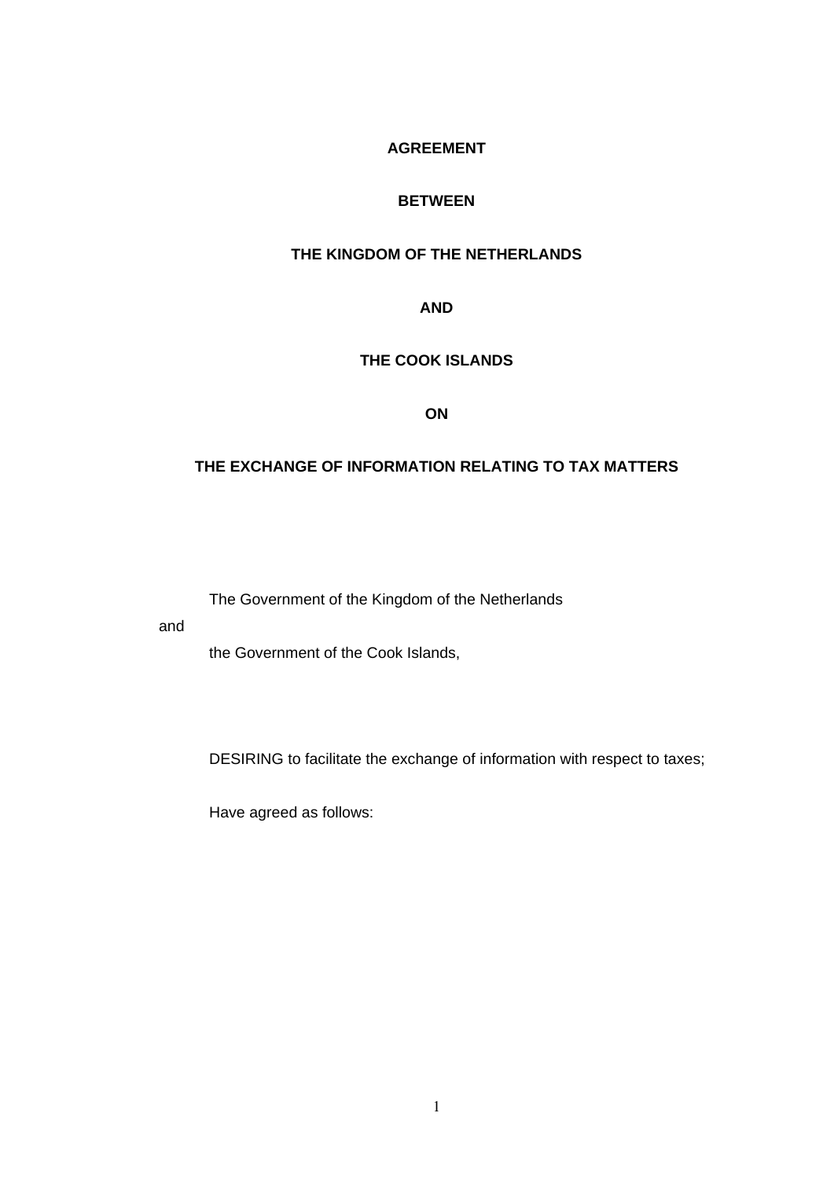# AGREEMENT

# BETWEEN

# THE KINGDOM OF THE NETHERLANDS

# AND

# THE COOK ISLANDS

# ON

# THE EXCHANGE OF INFORMATION RELATING TO TAX MATTERS

The Government of the Kingdom of the Netherlands

and

the Government of the Cook Islands,

DESIRING to facilitate the exchange of information with respect to taxes;

Have agreed as follows: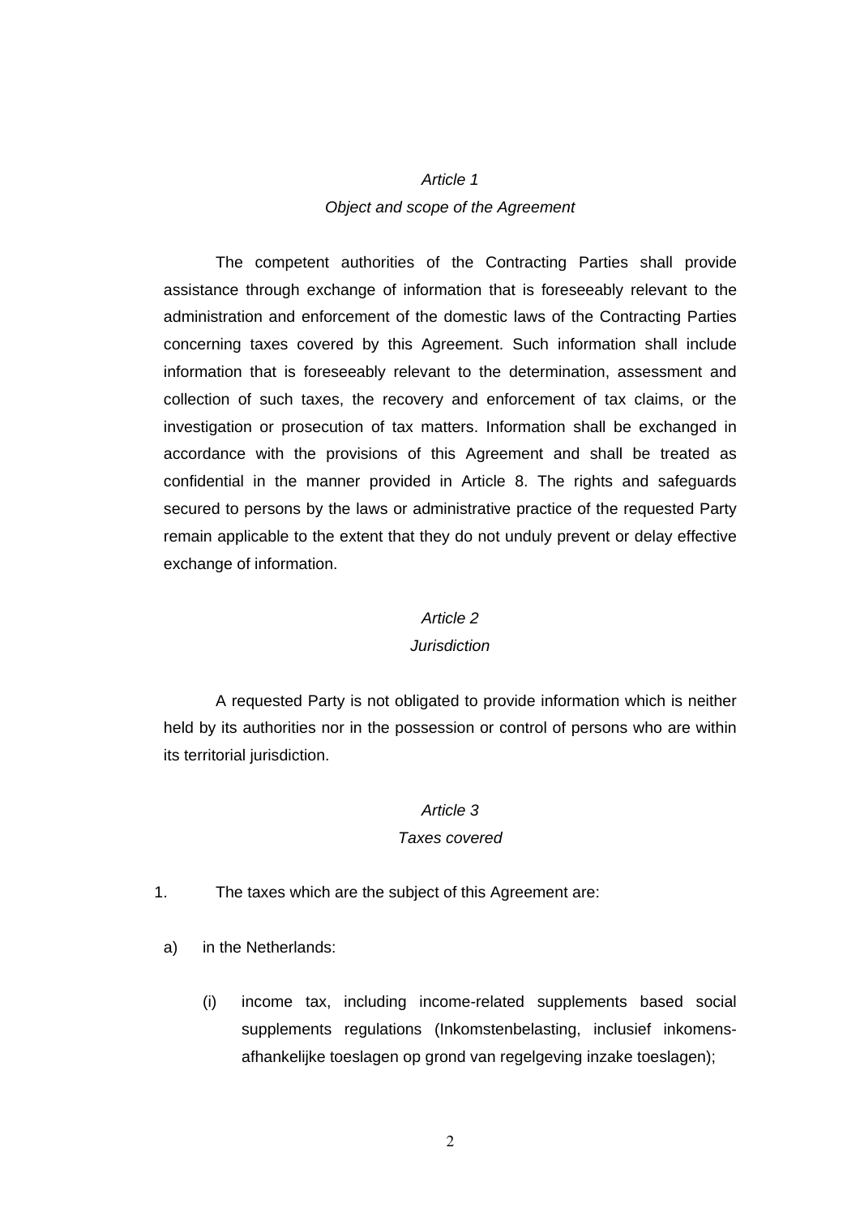*Article 1*

*Object and scope of the Agreement*

The competent authorities of the Contracting Parties shall provide assistance through exchange of information that is foreseeably relevant to the administration and enforcement of the domestic laws of the Contracting Parties concerning taxes covered by this Agreement. Such information shall include information that is foreseeably relevant to the determination, assessment and collection of such taxes, the recovery and enforcement of tax claims, or the investigation or prosecution of tax matters. Information shall be exchanged in accordance with the provisions of this Agreement and shall be treated as confidential in the manner provided in Article 8. The rights and safeguards secured to persons by the laws or administrative practice of the requested Party remain applicable to the extent that they do not unduly prevent or delay effective exchange of information.

*Article 2*

*Jurisdiction*

A requested Party is not obligated to provide information which is neither held by its authorities nor in the possession or control of persons who are within its territorial jurisdiction.

*Article 3*

*Taxes covered*

1. The taxes which are the subject of this Agreement are:

a) in the Netherlands:

(i) income tax, including income-related supplements based social supplements regulations (Inkomstenbelasting, inclusief inkomens-afhankelijke toeslagen op grond van regelgeving inzake toeslagen);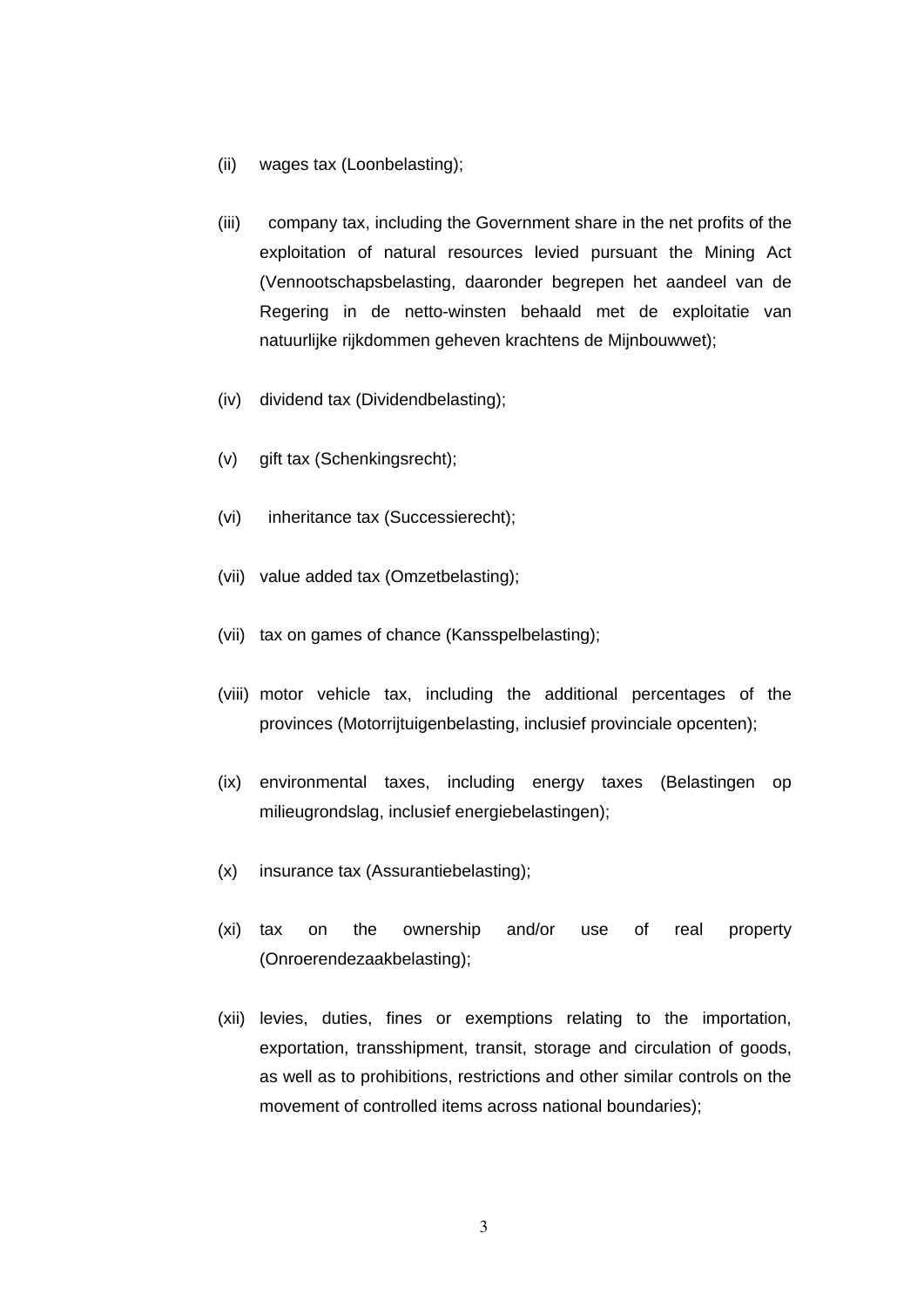(ii) wages tax (Loonbelasting);

(iii) company tax, including the Government share in the net profits of the exploitation of natural resources levied pursuant the Mining Act (Vennootschapsbelasting, daaronder begrepen het aandeel van de Regering in de netto-winsten behaald met de exploitatie van natuurlijke rijkdommen geheven krachtens de Mijnbouwwet);

(iv) dividend tax (Dividendbelasting);

(v) gift tax (Schenkingsrecht);

(vi) inheritance tax (Successierecht);

(vii) value added tax (Omzetbelasting);

(vii) tax on games of chance (Kansspelbelasting);

(viii) motor vehicle tax, including the additional percentages of the provinces (Motorrijtuigenbelasting, inclusief provinciale opcenten);

(ix) environmental taxes, including energy taxes (Belastingen op milieugrondslag, inclusief energiebelastingen);

(x) insurance tax (Assurantiebelasting);

(xi) tax on the ownership and/or use of real property (Onroerendezaakbelasting);

(xii) levies, duties, fines or exemptions relating to the importation, exportation, transshipment, transit, storage and circulation of goods, as well as to prohibitions, restrictions and other similar controls on the movement of controlled items across national boundaries);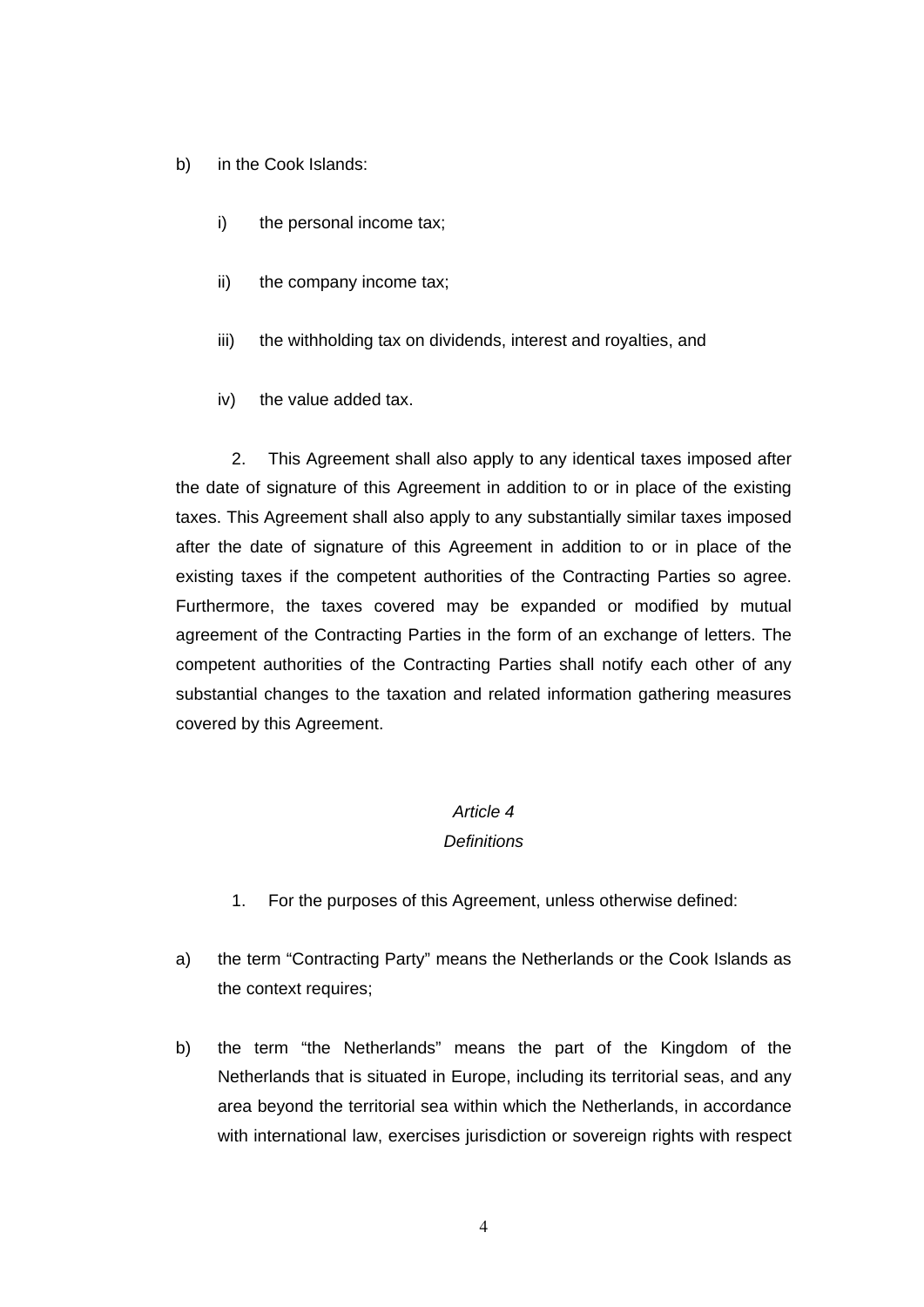b) in the Cook Islands:

   i) the personal income tax;

   ii) the company income tax;

   iii) the withholding tax on dividends, interest and royalties, and

   iv) the value added tax.

2. This Agreement shall also apply to any identical taxes imposed after the date of signature of this Agreement in addition to or in place of the existing taxes. This Agreement shall also apply to any substantially similar taxes imposed after the date of signature of this Agreement in addition to or in place of the existing taxes if the competent authorities of the Contracting Parties so agree. Furthermore, the taxes covered may be expanded or modified by mutual agreement of the Contracting Parties in the form of an exchange of letters. The competent authorities of the Contracting Parties shall notify each other of any substantial changes to the taxation and related information gathering measures covered by this Agreement.

*Article 4*
*Definitions*

1. For the purposes of this Agreement, unless otherwise defined:

a) the term “Contracting Party” means the Netherlands or the Cook Islands as the context requires;

b) the term “the Netherlands” means the part of the Kingdom of the Netherlands that is situated in Europe, including its territorial seas, and any area beyond the territorial sea within which the Netherlands, in accordance with international law, exercises jurisdiction or sovereign rights with respect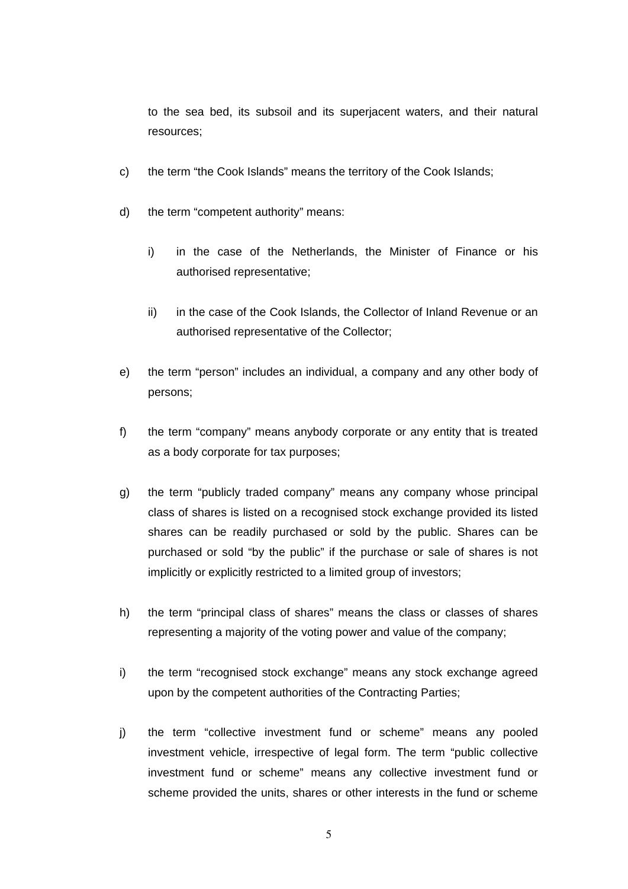to the sea bed, its subsoil and its superjacent waters, and their natural resources;

c) the term “the Cook Islands” means the territory of the Cook Islands;

d) the term “competent authority” means:

   i) in the case of the Netherlands, the Minister of Finance or his authorised representative;

   ii) in the case of the Cook Islands, the Collector of Inland Revenue or an authorised representative of the Collector;

e) the term “person” includes an individual, a company and any other body of persons;

f) the term “company” means anybody corporate or any entity that is treated as a body corporate for tax purposes;

g) the term “publicly traded company” means any company whose principal class of shares is listed on a recognised stock exchange provided its listed shares can be readily purchased or sold by the public. Shares can be purchased or sold “by the public” if the purchase or sale of shares is not implicitly or explicitly restricted to a limited group of investors;

h) the term “principal class of shares” means the class or classes of shares representing a majority of the voting power and value of the company;

i) the term “recognised stock exchange” means any stock exchange agreed upon by the competent authorities of the Contracting Parties;

j) the term “collective investment fund or scheme” means any pooled investment vehicle, irrespective of legal form. The term “public collective investment fund or scheme” means any collective investment fund or scheme provided the units, shares or other interests in the fund or scheme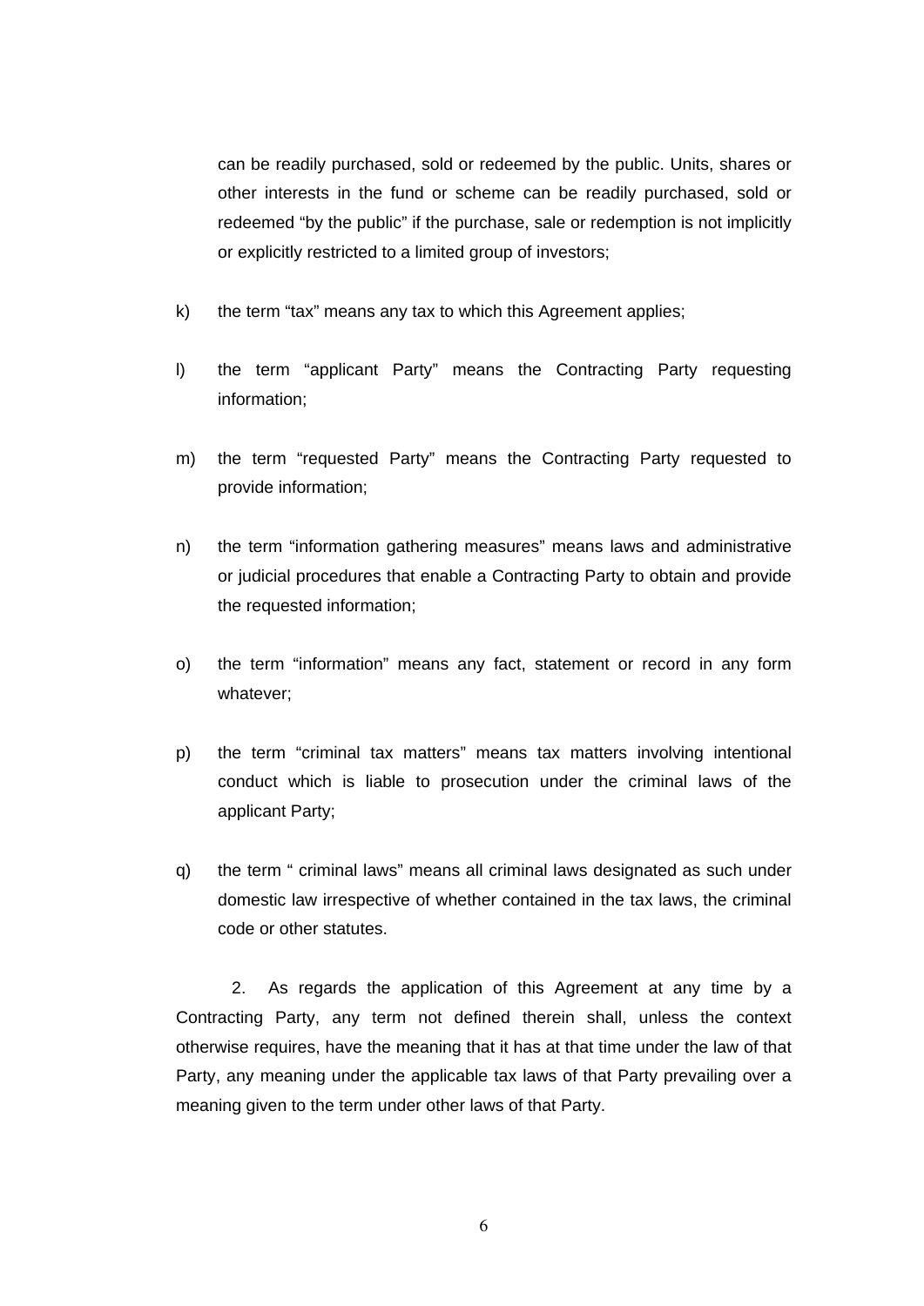can be readily purchased, sold or redeemed by the public. Units, shares or other interests in the fund or scheme can be readily purchased, sold or redeemed "by the public" if the purchase, sale or redemption is not implicitly or explicitly restricted to a limited group of investors;

k) the term "tax" means any tax to which this Agreement applies;

l) the term "applicant Party" means the Contracting Party requesting information;

m) the term "requested Party" means the Contracting Party requested to provide information;

n) the term "information gathering measures" means laws and administrative or judicial procedures that enable a Contracting Party to obtain and provide the requested information;

o) the term "information" means any fact, statement or record in any form whatever;

p) the term "criminal tax matters" means tax matters involving intentional conduct which is liable to prosecution under the criminal laws of the applicant Party;

q) the term " criminal laws" means all criminal laws designated as such under domestic law irrespective of whether contained in the tax laws, the criminal code or other statutes.

2. As regards the application of this Agreement at any time by a Contracting Party, any term not defined therein shall, unless the context otherwise requires, have the meaning that it has at that time under the law of that Party, any meaning under the applicable tax laws of that Party prevailing over a meaning given to the term under other laws of that Party.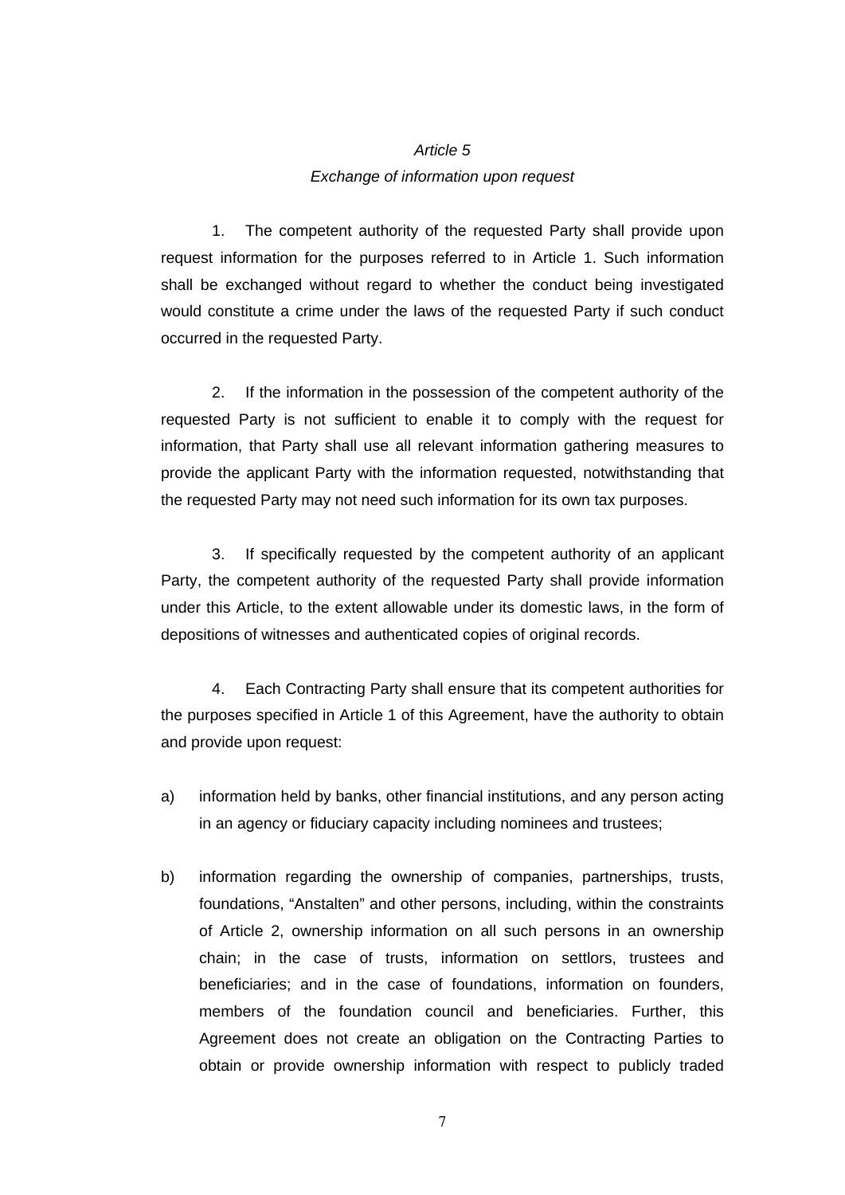## *Article 5*
## *Exchange of information upon request*

1. The competent authority of the requested Party shall provide upon request information for the purposes referred to in Article 1. Such information shall be exchanged without regard to whether the conduct being investigated would constitute a crime under the laws of the requested Party if such conduct occurred in the requested Party.

2. If the information in the possession of the competent authority of the requested Party is not sufficient to enable it to comply with the request for information, that Party shall use all relevant information gathering measures to provide the applicant Party with the information requested, notwithstanding that the requested Party may not need such information for its own tax purposes.

3. If specifically requested by the competent authority of an applicant Party, the competent authority of the requested Party shall provide information under this Article, to the extent allowable under its domestic laws, in the form of depositions of witnesses and authenticated copies of original records.

4. Each Contracting Party shall ensure that its competent authorities for the purposes specified in Article 1 of this Agreement, have the authority to obtain and provide upon request:

a) information held by banks, other financial institutions, and any person acting in an agency or fiduciary capacity including nominees and trustees;

b) information regarding the ownership of companies, partnerships, trusts, foundations, "Anstalten" and other persons, including, within the constraints of Article 2, ownership information on all such persons in an ownership chain; in the case of trusts, information on settlors, trustees and beneficiaries; and in the case of foundations, information on founders, members of the foundation council and beneficiaries. Further, this Agreement does not create an obligation on the Contracting Parties to obtain or provide ownership information with respect to publicly traded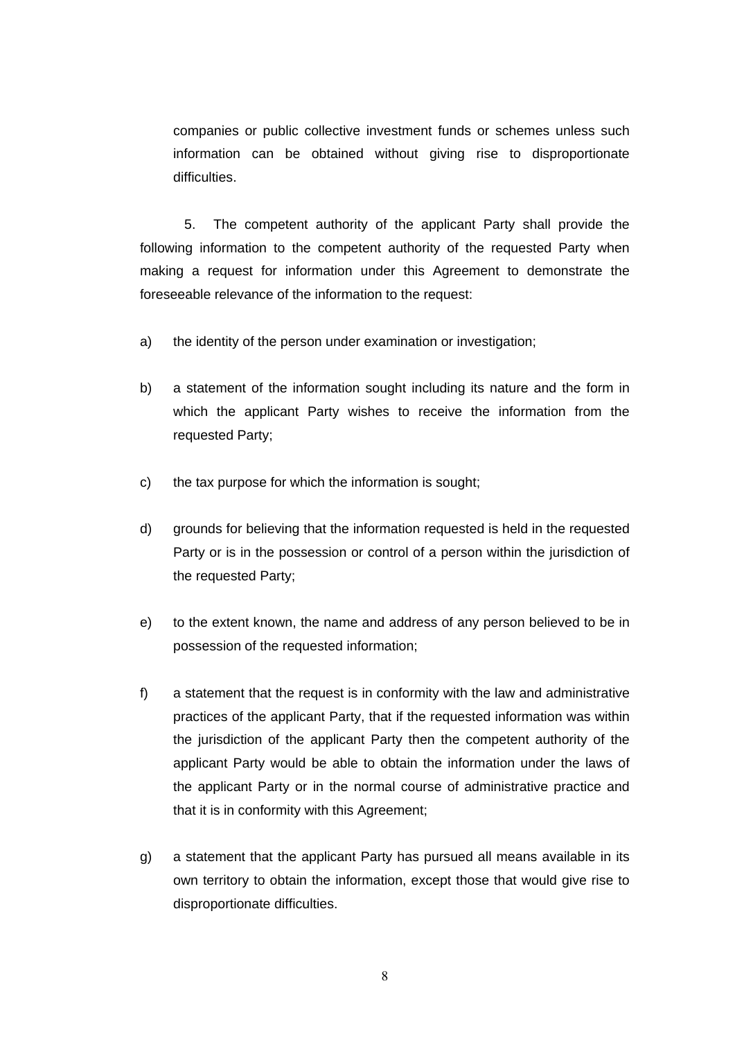companies or public collective investment funds or schemes unless such information can be obtained without giving rise to disproportionate difficulties.

5. The competent authority of the applicant Party shall provide the following information to the competent authority of the requested Party when making a request for information under this Agreement to demonstrate the foreseeable relevance of the information to the request:

a) the identity of the person under examination or investigation;

b) a statement of the information sought including its nature and the form in which the applicant Party wishes to receive the information from the requested Party;

c) the tax purpose for which the information is sought;

d) grounds for believing that the information requested is held in the requested Party or is in the possession or control of a person within the jurisdiction of the requested Party;

e) to the extent known, the name and address of any person believed to be in possession of the requested information;

f) a statement that the request is in conformity with the law and administrative practices of the applicant Party, that if the requested information was within the jurisdiction of the applicant Party then the competent authority of the applicant Party would be able to obtain the information under the laws of the applicant Party or in the normal course of administrative practice and that it is in conformity with this Agreement;

g) a statement that the applicant Party has pursued all means available in its own territory to obtain the information, except those that would give rise to disproportionate difficulties.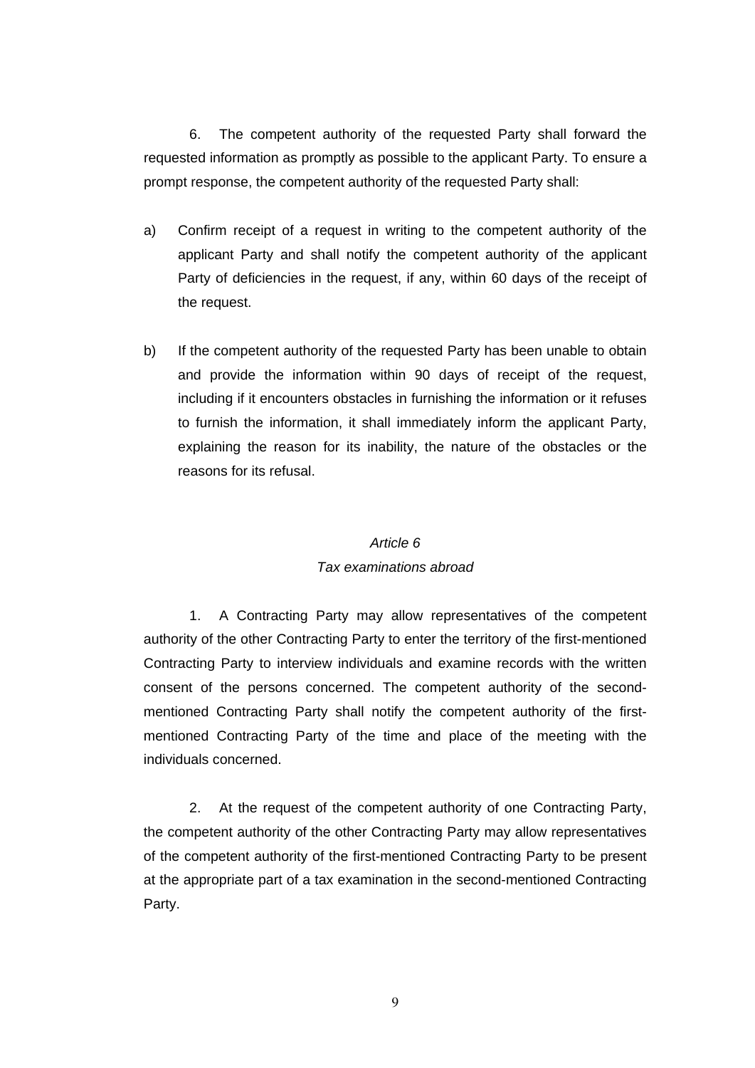6. The competent authority of the requested Party shall forward the requested information as promptly as possible to the applicant Party. To ensure a prompt response, the competent authority of the requested Party shall:

a) Confirm receipt of a request in writing to the competent authority of the applicant Party and shall notify the competent authority of the applicant Party of deficiencies in the request, if any, within 60 days of the receipt of the request.

b) If the competent authority of the requested Party has been unable to obtain and provide the information within 90 days of receipt of the request, including if it encounters obstacles in furnishing the information or it refuses to furnish the information, it shall immediately inform the applicant Party, explaining the reason for its inability, the nature of the obstacles or the reasons for its refusal.

*Article 6*
*Tax examinations abroad*

1. A Contracting Party may allow representatives of the competent authority of the other Contracting Party to enter the territory of the first-mentioned Contracting Party to interview individuals and examine records with the written consent of the persons concerned. The competent authority of the second-mentioned Contracting Party shall notify the competent authority of the first-mentioned Contracting Party of the time and place of the meeting with the individuals concerned.

2. At the request of the competent authority of one Contracting Party, the competent authority of the other Contracting Party may allow representatives of the competent authority of the first-mentioned Contracting Party to be present at the appropriate part of a tax examination in the second-mentioned Contracting Party.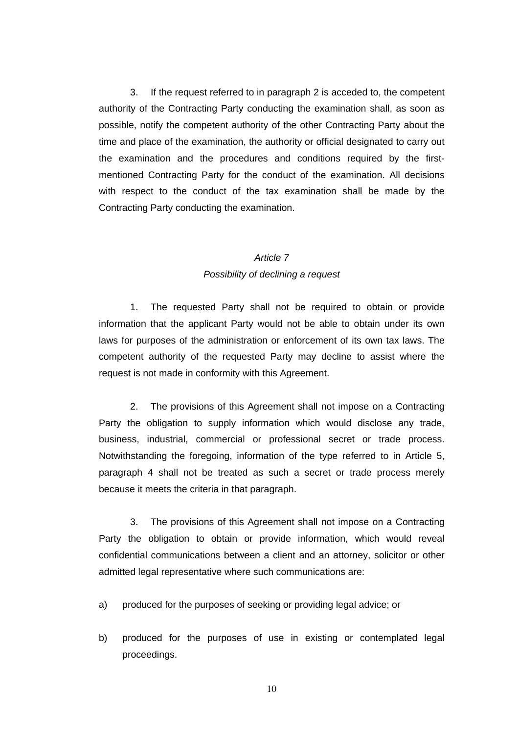3. If the request referred to in paragraph 2 is acceded to, the competent authority of the Contracting Party conducting the examination shall, as soon as possible, notify the competent authority of the other Contracting Party about the time and place of the examination, the authority or official designated to carry out the examination and the procedures and conditions required by the first-mentioned Contracting Party for the conduct of the examination. All decisions with respect to the conduct of the tax examination shall be made by the Contracting Party conducting the examination.

*Article 7*

*Possibility of declining a request*

1. The requested Party shall not be required to obtain or provide information that the applicant Party would not be able to obtain under its own laws for purposes of the administration or enforcement of its own tax laws. The competent authority of the requested Party may decline to assist where the request is not made in conformity with this Agreement.

2. The provisions of this Agreement shall not impose on a Contracting Party the obligation to supply information which would disclose any trade, business, industrial, commercial or professional secret or trade process. Notwithstanding the foregoing, information of the type referred to in Article 5, paragraph 4 shall not be treated as such a secret or trade process merely because it meets the criteria in that paragraph.

3. The provisions of this Agreement shall not impose on a Contracting Party the obligation to obtain or provide information, which would reveal confidential communications between a client and an attorney, solicitor or other admitted legal representative where such communications are:

a) produced for the purposes of seeking or providing legal advice; or

b) produced for the purposes of use in existing or contemplated legal proceedings.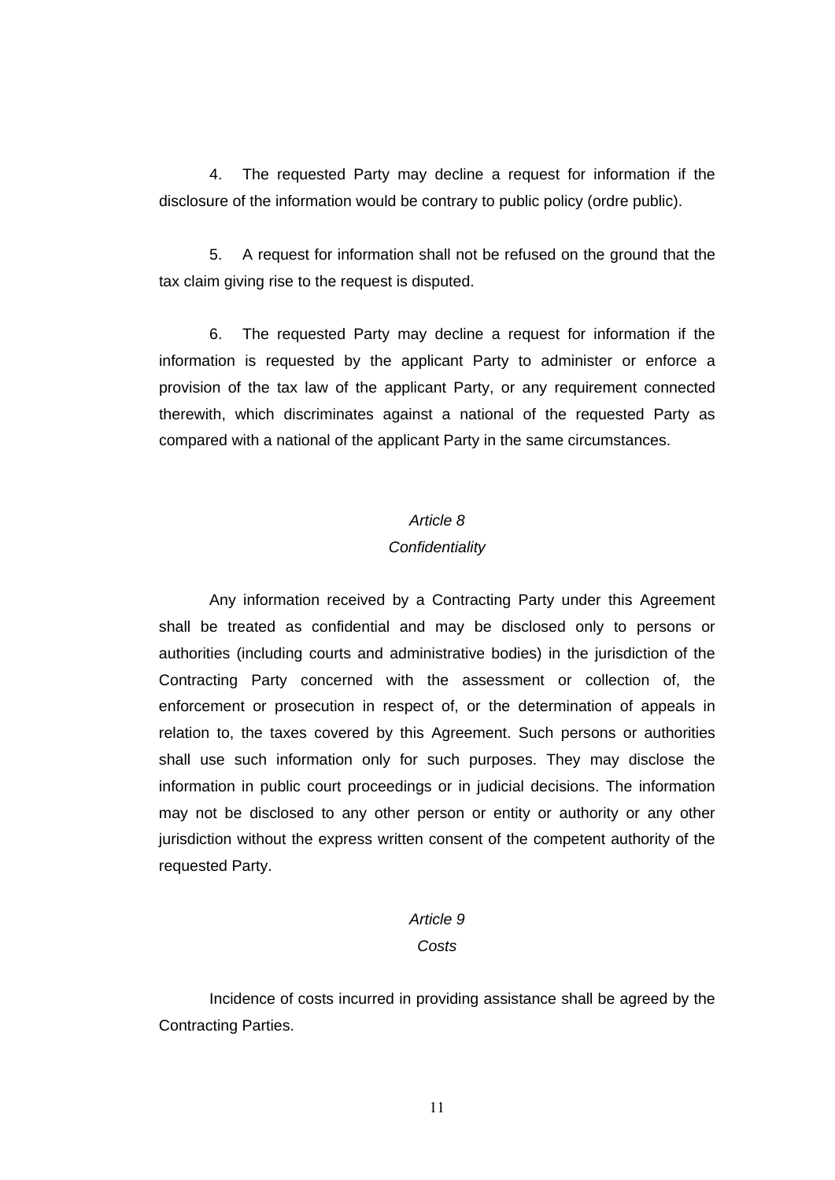4. The requested Party may decline a request for information if the disclosure of the information would be contrary to public policy (ordre public).

5. A request for information shall not be refused on the ground that the tax claim giving rise to the request is disputed.

6. The requested Party may decline a request for information if the information is requested by the applicant Party to administer or enforce a provision of the tax law of the applicant Party, or any requirement connected therewith, which discriminates against a national of the requested Party as compared with a national of the applicant Party in the same circumstances.

### *Article 8*
### *Confidentiality*

Any information received by a Contracting Party under this Agreement shall be treated as confidential and may be disclosed only to persons or authorities (including courts and administrative bodies) in the jurisdiction of the Contracting Party concerned with the assessment or collection of, the enforcement or prosecution in respect of, or the determination of appeals in relation to, the taxes covered by this Agreement. Such persons or authorities shall use such information only for such purposes. They may disclose the information in public court proceedings or in judicial decisions. The information may not be disclosed to any other person or entity or authority or any other jurisdiction without the express written consent of the competent authority of the requested Party.

### *Article 9*
### *Costs*

Incidence of costs incurred in providing assistance shall be agreed by the Contracting Parties.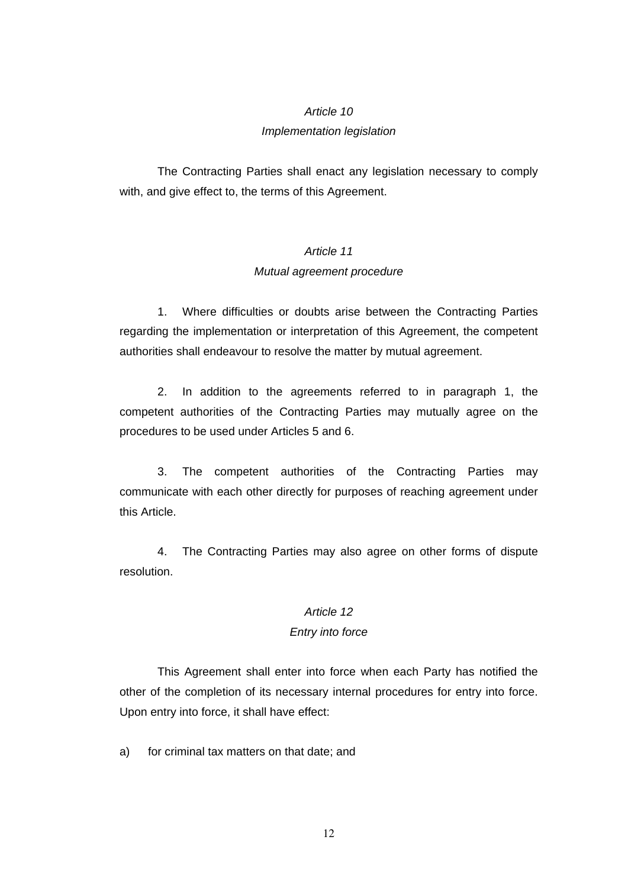*Article 10*

*Implementation legislation*

The Contracting Parties shall enact any legislation necessary to comply with, and give effect to, the terms of this Agreement.

*Article 11*

*Mutual agreement procedure*

1. Where difficulties or doubts arise between the Contracting Parties regarding the implementation or interpretation of this Agreement, the competent authorities shall endeavour to resolve the matter by mutual agreement.

2. In addition to the agreements referred to in paragraph 1, the competent authorities of the Contracting Parties may mutually agree on the procedures to be used under Articles 5 and 6.

3. The competent authorities of the Contracting Parties may communicate with each other directly for purposes of reaching agreement under this Article.

4. The Contracting Parties may also agree on other forms of dispute resolution.

*Article 12*

*Entry into force*

This Agreement shall enter into force when each Party has notified the other of the completion of its necessary internal procedures for entry into force. Upon entry into force, it shall have effect:

a) for criminal tax matters on that date; and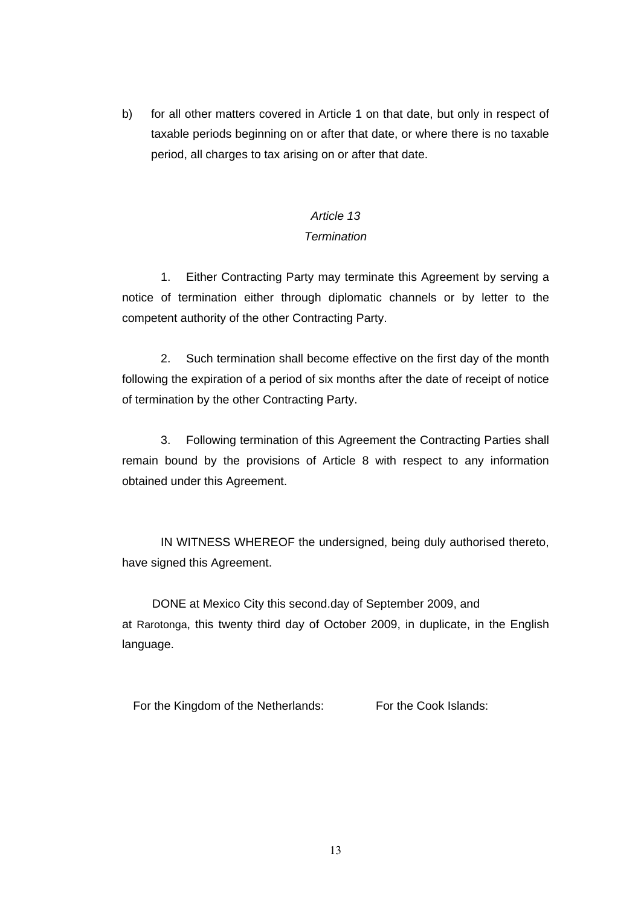b) for all other matters covered in Article 1 on that date, but only in respect of taxable periods beginning on or after that date, or where there is no taxable period, all charges to tax arising on or after that date.

*Article 13*

*Termination*

1. Either Contracting Party may terminate this Agreement by serving a notice of termination either through diplomatic channels or by letter to the competent authority of the other Contracting Party.

2. Such termination shall become effective on the first day of the month following the expiration of a period of six months after the date of receipt of notice of termination by the other Contracting Party.

3. Following termination of this Agreement the Contracting Parties shall remain bound by the provisions of Article 8 with respect to any information obtained under this Agreement.

IN WITNESS WHEREOF the undersigned, being duly authorised thereto, have signed this Agreement.

DONE at Mexico City this second.day of September 2009, and at Rarotonga, this twenty third day of October 2009, in duplicate, in the English language.

For the Kingdom of the Netherlands: For the Cook Islands: